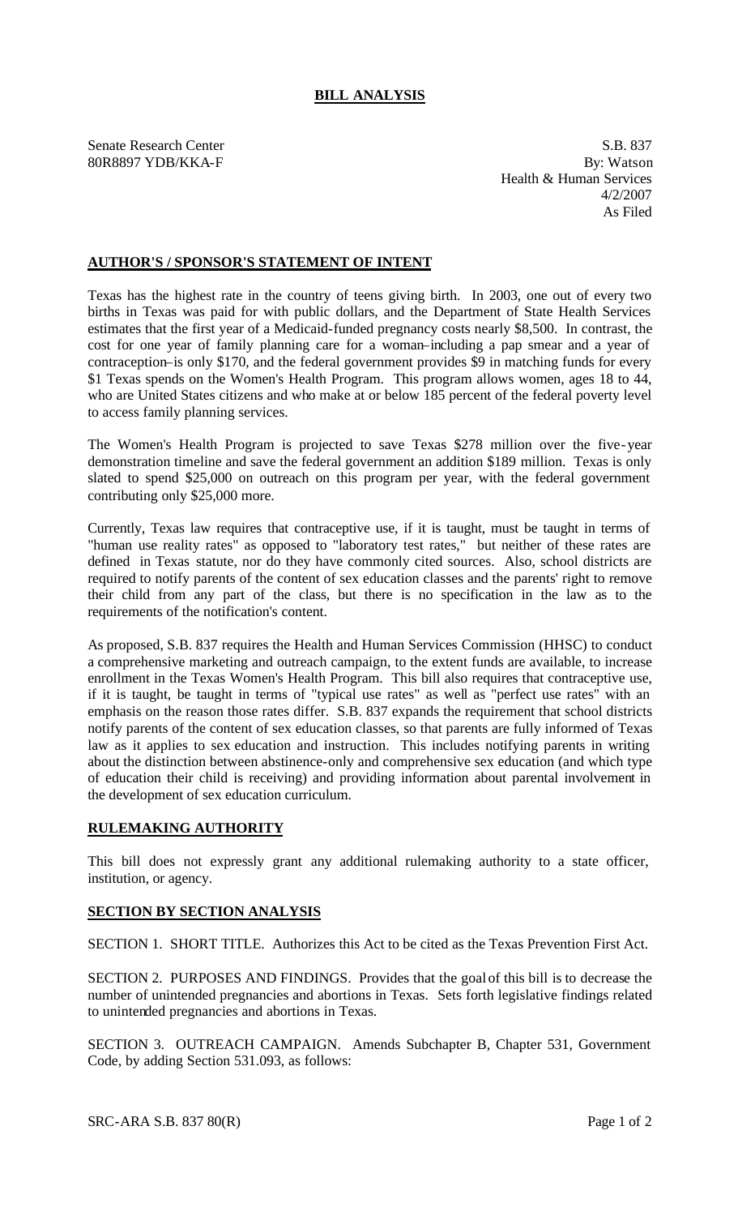## BILL ANALYSIS

Senate Research Center S.B. 837
80R8897 YDB/KKA-F By: Watson
Health & Human Services
4/2/2007
As Filed

### AUTHOR'S / SPONSOR'S STATEMENT OF INTENT

Texas has the highest rate in the country of teens giving birth. In 2003, one out of every two births in Texas was paid for with public dollars, and the Department of State Health Services estimates that the first year of a Medicaid-funded pregnancy costs nearly $8,500. In contrast, the cost for one year of family planning care for a woman–including a pap smear and a year of contraception–is only $170, and the federal government provides $9 in matching funds for every $1 Texas spends on the Women's Health Program. This program allows women, ages 18 to 44, who are United States citizens and who make at or below 185 percent of the federal poverty level to access family planning services.

The Women's Health Program is projected to save Texas $278 million over the five-year demonstration timeline and save the federal government an addition $189 million. Texas is only slated to spend $25,000 on outreach on this program per year, with the federal government contributing only $25,000 more.

Currently, Texas law requires that contraceptive use, if it is taught, must be taught in terms of "human use reality rates" as opposed to "laboratory test rates," but neither of these rates are defined in Texas statute, nor do they have commonly cited sources. Also, school districts are required to notify parents of the content of sex education classes and the parents' right to remove their child from any part of the class, but there is no specification in the law as to the requirements of the notification's content.

As proposed, S.B. 837 requires the Health and Human Services Commission (HHSC) to conduct a comprehensive marketing and outreach campaign, to the extent funds are available, to increase enrollment in the Texas Women's Health Program. This bill also requires that contraceptive use, if it is taught, be taught in terms of "typical use rates" as well as "perfect use rates" with an emphasis on the reason those rates differ. S.B. 837 expands the requirement that school districts notify parents of the content of sex education classes, so that parents are fully informed of Texas law as it applies to sex education and instruction. This includes notifying parents in writing about the distinction between abstinence-only and comprehensive sex education (and which type of education their child is receiving) and providing information about parental involvement in the development of sex education curriculum.

### RULEMAKING AUTHORITY

This bill does not expressly grant any additional rulemaking authority to a state officer, institution, or agency.

### SECTION BY SECTION ANALYSIS

SECTION 1. SHORT TITLE. Authorizes this Act to be cited as the Texas Prevention First Act.

SECTION 2. PURPOSES AND FINDINGS. Provides that the goal of this bill is to decrease the number of unintended pregnancies and abortions in Texas. Sets forth legislative findings related to unintended pregnancies and abortions in Texas.

SECTION 3. OUTREACH CAMPAIGN. Amends Subchapter B, Chapter 531, Government Code, by adding Section 531.093, as follows: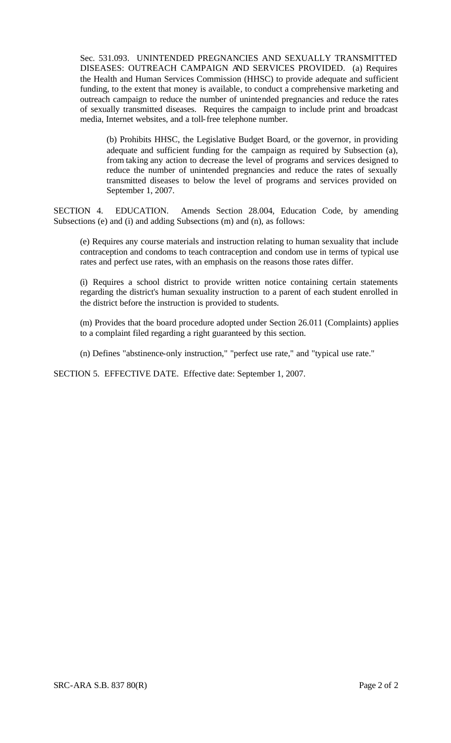Sec. 531.093. UNINTENDED PREGNANCIES AND SEXUALLY TRANSMITTED DISEASES: OUTREACH CAMPAIGN AND SERVICES PROVIDED. (a) Requires the Health and Human Services Commission (HHSC) to provide adequate and sufficient funding, to the extent that money is available, to conduct a comprehensive marketing and outreach campaign to reduce the number of unintended pregnancies and reduce the rates of sexually transmitted diseases. Requires the campaign to include print and broadcast media, Internet websites, and a toll-free telephone number.

(b) Prohibits HHSC, the Legislative Budget Board, or the governor, in providing adequate and sufficient funding for the campaign as required by Subsection (a), from taking any action to decrease the level of programs and services designed to reduce the number of unintended pregnancies and reduce the rates of sexually transmitted diseases to below the level of programs and services provided on September 1, 2007.

SECTION 4. EDUCATION. Amends Section 28.004, Education Code, by amending Subsections (e) and (i) and adding Subsections (m) and (n), as follows:

(e) Requires any course materials and instruction relating to human sexuality that include contraception and condoms to teach contraception and condom use in terms of typical use rates and perfect use rates, with an emphasis on the reasons those rates differ.

(i) Requires a school district to provide written notice containing certain statements regarding the district's human sexuality instruction to a parent of each student enrolled in the district before the instruction is provided to students.

(m) Provides that the board procedure adopted under Section 26.011 (Complaints) applies to a complaint filed regarding a right guaranteed by this section.

(n) Defines "abstinence-only instruction," "perfect use rate," and "typical use rate."

SECTION 5. EFFECTIVE DATE. Effective date: September 1, 2007.

SRC-ARA S.B. 837 80(R)